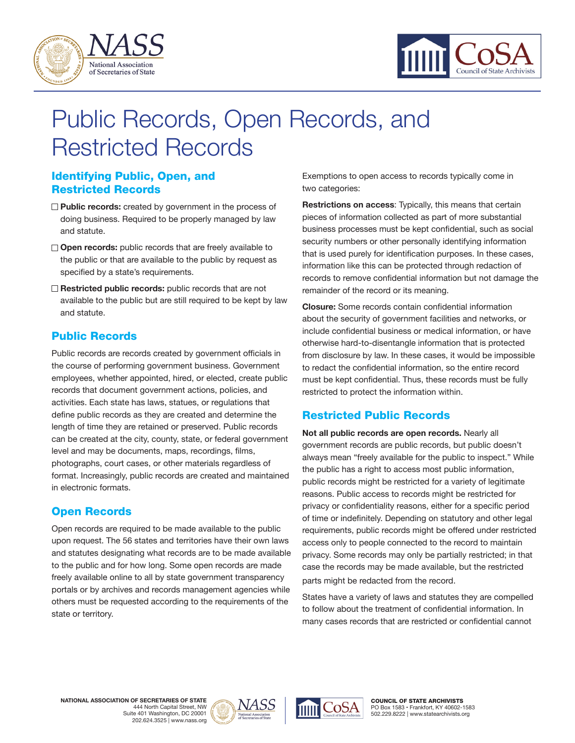# Public Records, Open Records, and Restricted Records

## Identifying Public, Open, and Restricted Records

- ☐ **Public records:** created by government in the process of doing business. Required to be properly managed by law and statute.
- ☐ **Open records:** public records that are freely available to the public or that are available to the public by request as specified by a state's requirements.
- ☐ **Restricted public records:** public records that are not available to the public but are still required to be kept by law and statute.

## Public Records

Public records are records created by government officials in the course of performing government business. Government employees, whether appointed, hired, or elected, create public records that document government actions, policies, and activities. Each state has laws, statues, or regulations that define public records as they are created and determine the length of time they are retained or preserved. Public records can be created at the city, county, state, or federal government level and may be documents, maps, recordings, films, photographs, court cases, or other materials regardless of format. Increasingly, public records are created and maintained in electronic formats.

## Open Records

Open records are required to be made available to the public upon request. The 56 states and territories have their own laws and statutes designating what records are to be made available to the public and for how long. Some open records are made freely available online to all by state government transparency portals or by archives and records management agencies while others must be requested according to the requirements of the state or territory.

Exemptions to open access to records typically come in two categories:

**Restrictions on access**: Typically, this means that certain pieces of information collected as part of more substantial business processes must be kept confidential, such as social security numbers or other personally identifying information that is used purely for identification purposes. In these cases, information like this can be protected through redaction of records to remove confidential information but not damage the remainder of the record or its meaning.

**Closure:** Some records contain confidential information about the security of government facilities and networks, or include confidential business or medical information, or have otherwise hard-to-disentangle information that is protected from disclosure by law. In these cases, it would be impossible to redact the confidential information, so the entire record must be kept confidential. Thus, these records must be fully restricted to protect the information within.

## Restricted Public Records

**Not all public records are open records.** Nearly all government records are public records, but public doesn't always mean "freely available for the public to inspect." While the public has a right to access most public information, public records might be restricted for a variety of legitimate reasons. Public access to records might be restricted for privacy or confidentiality reasons, either for a specific period of time or indefinitely. Depending on statutory and other legal requirements, public records might be offered under restricted access only to people connected to the record to maintain privacy. Some records may only be partially restricted; in that case the records may be made available, but the restricted parts might be redacted from the record.

States have a variety of laws and statutes they are compelled to follow about the treatment of confidential information. In many cases records that are restricted or confidential cannot

**NATIONAL ASSOCIATION OF SECRETARIES OF STATE**
444 North Capital Street, NW
Suite 401 Washington, DC 20001
202.624.3525 | www.nass.org

**COUNCIL OF STATE ARCHIVISTS**
PO Box 1583 • Frankfort, KY 40602-1583
502.229.8222 | www.statearchivists.org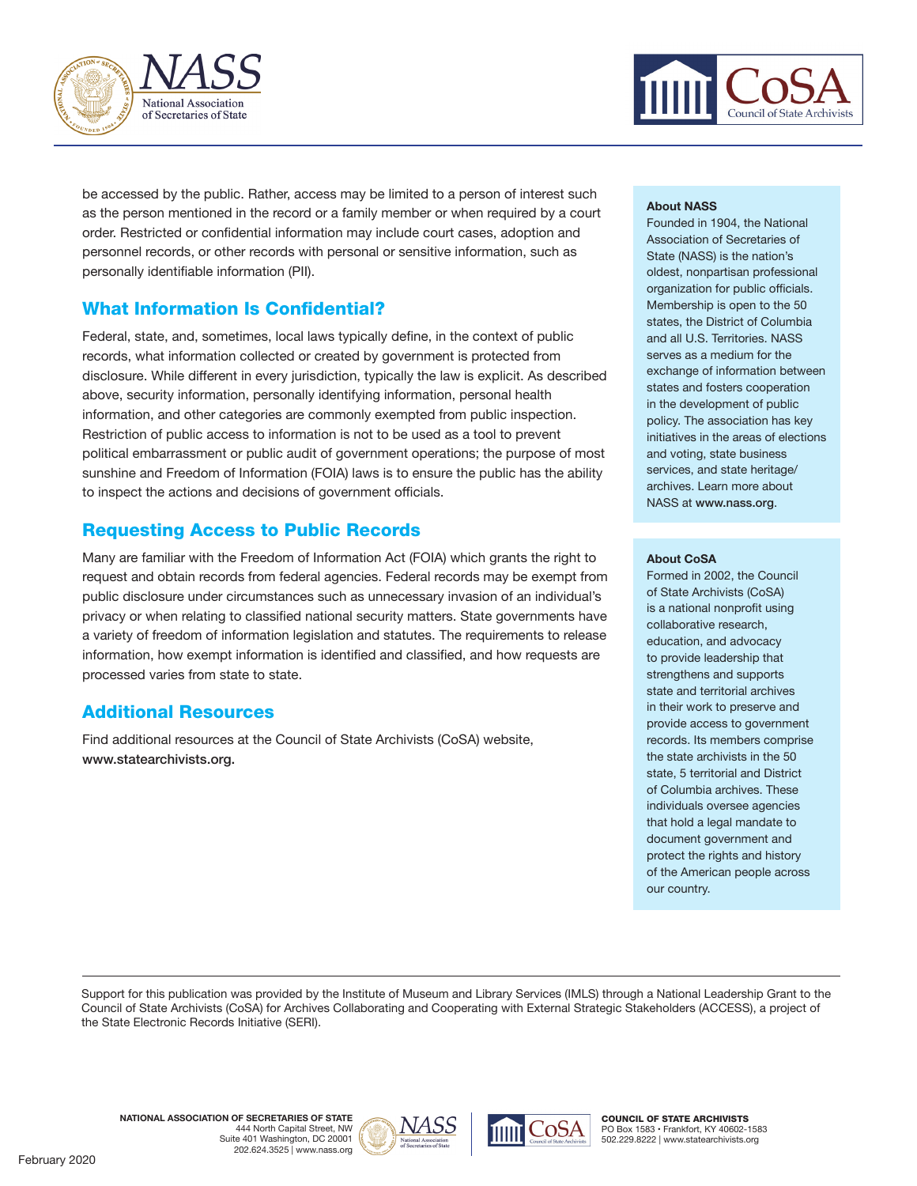be accessed by the public. Rather, access may be limited to a person of interest such as the person mentioned in the record or a family member or when required by a court order. Restricted or confidential information may include court cases, adoption and personnel records, or other records with personal or sensitive information, such as personally identifiable information (PII).

## What Information Is Confidential?

Federal, state, and, sometimes, local laws typically define, in the context of public records, what information collected or created by government is protected from disclosure. While different in every jurisdiction, typically the law is explicit. As described above, security information, personally identifying information, personal health information, and other categories are commonly exempted from public inspection. Restriction of public access to information is not to be used as a tool to prevent political embarrassment or public audit of government operations; the purpose of most sunshine and Freedom of Information (FOIA) laws is to ensure the public has the ability to inspect the actions and decisions of government officials.

## Requesting Access to Public Records

Many are familiar with the Freedom of Information Act (FOIA) which grants the right to request and obtain records from federal agencies. Federal records may be exempt from public disclosure under circumstances such as unnecessary invasion of an individual's privacy or when relating to classified national security matters. State governments have a variety of freedom of information legislation and statutes. The requirements to release information, how exempt information is identified and classified, and how requests are processed varies from state to state.

## Additional Resources

Find additional resources at the Council of State Archivists (CoSA) website, **www.statearchivists.org.**

**About NASS**

Founded in 1904, the National Association of Secretaries of State (NASS) is the nation's oldest, nonpartisan professional organization for public officials. Membership is open to the 50 states, the District of Columbia and all U.S. Territories. NASS serves as a medium for the exchange of information between states and fosters cooperation in the development of public policy. The association has key initiatives in the areas of elections and voting, state business services, and state heritage/archives. Learn more about NASS at **www.nass.org**.

**About CoSA**

Formed in 2002, the Council of State Archivists (CoSA) is a national nonprofit using collaborative research, education, and advocacy to provide leadership that strengthens and supports state and territorial archives in their work to preserve and provide access to government records. Its members comprise the state archivists in the 50 state, 5 territorial and District of Columbia archives. These individuals oversee agencies that hold a legal mandate to document government and protect the rights and history of the American people across our country.

---

Support for this publication was provided by the Institute of Museum and Library Services (IMLS) through a National Leadership Grant to the Council of State Archivists (CoSA) for Archives Collaborating and Cooperating with External Strategic Stakeholders (ACCESS), a project of the State Electronic Records Initiative (SERI).

**NATIONAL ASSOCIATION OF SECRETARIES OF STATE**
444 North Capital Street, NW
Suite 401 Washington, DC 20001
202.624.3525 | www.nass.org

**COUNCIL OF STATE ARCHIVISTS**
PO Box 1583 • Frankfort, KY 40602-1583
502.229.8222 | www.statearchivists.org

February 2020